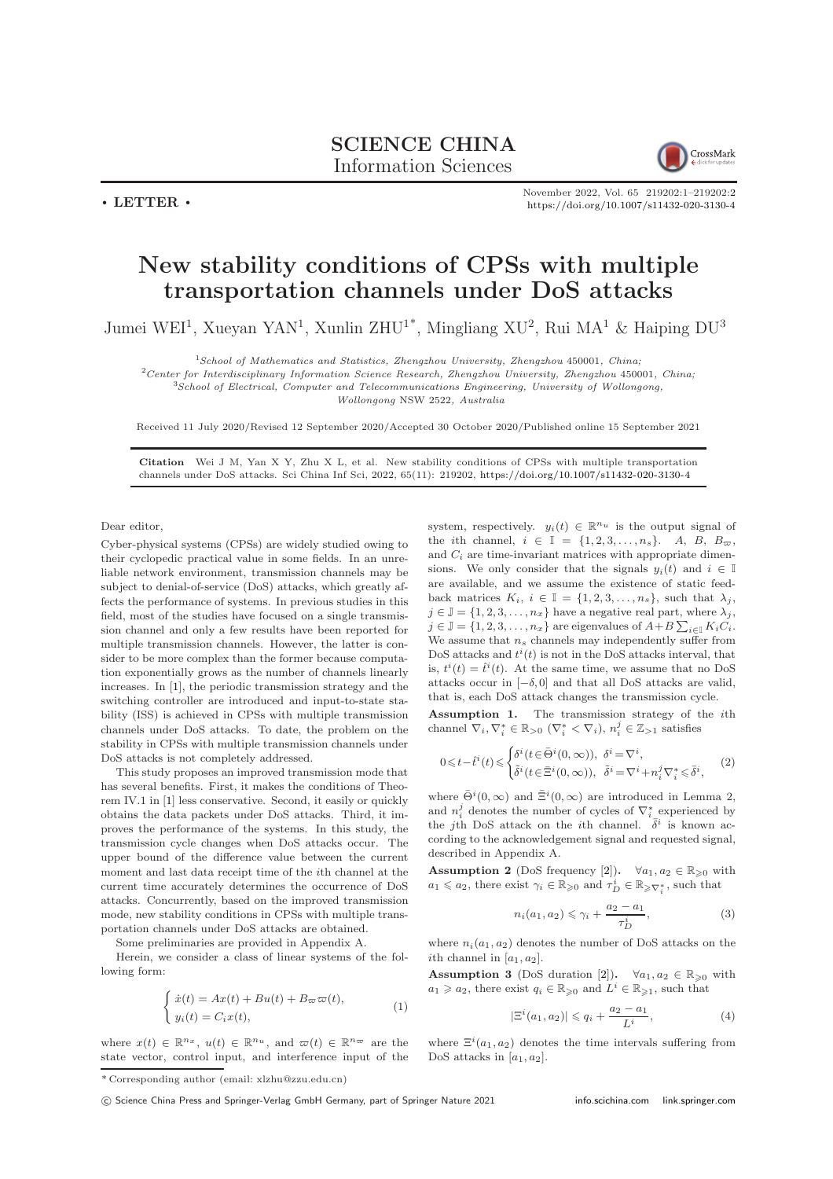**• LETTER •**

# New stability conditions of CPSs with multiple transportation channels under DoS attacks

Jumei WEI[1], Xueyan YAN[1], Xunlin ZHU[1*], Mingliang XU[2], Rui MA[1] & Haiping DU[3]

[1]*School of Mathematics and Statistics, Zhengzhou University, Zhengzhou 450001, China;*
[2]*Center for Interdisciplinary Information Science Research, Zhengzhou University, Zhengzhou 450001, China;*
[3]*School of Electrical, Computer and Telecommunications Engineering, University of Wollongong, Wollongong NSW 2522, Australia*

Received 11 July 2020/Revised 12 September 2020/Accepted 30 October 2020/Published online 15 September 2021

**Citation** Wei J M, Yan X Y, Zhu X L, et al. New stability conditions of CPSs with multiple transportation channels under DoS attacks. Sci China Inf Sci, 2022, 65(11): 219202, https://doi.org/10.1007/s11432-020-3130-4

Dear editor,

Cyber-physical systems (CPSs) are widely studied owing to their cyclopedic practical value in some fields. In an unreliable network environment, transmission channels may be subject to denial-of-service (DoS) attacks, which greatly affects the performance of systems. In previous studies in this field, most of the studies have focused on a single transmission channel and only a few results have been reported for multiple transmission channels. However, the latter is consider to be more complex than the former because computation exponentially grows as the number of channels linearly increases. In [1], the periodic transmission strategy and the switching controller are introduced and input-to-state stability (ISS) is achieved in CPSs with multiple transmission channels under DoS attacks. To date, the problem on the stability in CPSs with multiple transmission channels under DoS attacks is not completely addressed.

This study proposes an improved transmission mode that has several benefits. First, it makes the conditions of Theorem IV.1 in [1] less conservative. Second, it easily or quickly obtains the data packets under DoS attacks. Third, it improves the performance of the systems. In this study, the transmission cycle changes when DoS attacks occur. The upper bound of the difference value between the current moment and last data receipt time of the $i$th channel at the current time accurately determines the occurrence of DoS attacks. Concurrently, based on the improved transmission mode, new stability conditions in CPSs with multiple transportation channels under DoS attacks are obtained.

Some preliminaries are provided in Appendix A.

Herein, we consider a class of linear systems of the following form:

$$\begin{cases} \dot{x}(t) = Ax(t) + Bu(t) + B_{\varpi}\varpi(t), \\ y_i(t) = C_i x(t), \end{cases} \tag{1}$$

where $x(t) \in \mathbb{R}^{n_x}$, $u(t) \in \mathbb{R}^{n_u}$, and $\varpi(t) \in \mathbb{R}^{n_\varpi}$ are the state vector, control input, and interference input of the system, respectively. $y_i(t) \in \mathbb{R}^{n_u}$ is the output signal of the $i$th channel, $i \in \mathbb{I} = \{1, 2, 3, \ldots, n_s\}$. $A$, $B$, $B_\varpi$, and $C_i$ are time-invariant matrices with appropriate dimensions. We only consider that the signals $y_i(t)$ and $i \in \mathbb{I}$ are available, and we assume the existence of static feedback matrices $K_i$, $i \in \mathbb{I} = \{1, 2, 3, \ldots, n_s\}$, such that $\lambda_j$, $j \in \mathbb{J} = \{1, 2, 3, \ldots, n_x\}$ have a negative real part, where $\lambda_j$, $j \in \mathbb{J} = \{1, 2, 3, \ldots, n_x\}$ are eigenvalues of $A + B\sum_{i\in\mathbb{I}} K_i C_i$. We assume that $n_s$ channels may independently suffer from DoS attacks and $t^i(t)$ is not in the DoS attacks interval, that is, $t^i(t) = \hat{t}^i(t)$. At the same time, we assume that no DoS attacks occur in $[-\delta, 0]$ and that all DoS attacks are valid, that is, each DoS attack changes the transmission cycle.

**Assumption 1.** The transmission strategy of the $i$th channel $\nabla_i, \nabla_i^* \in \mathbb{R}_{>0}$ $(\nabla_i^* < \nabla_i)$, $n_i^j \in \mathbb{Z}_{>1}$ satisfies

$$0 \leqslant t - \hat{t}^i(t) \leqslant \begin{cases} \delta^i (t \in \bar{\Theta}^i(0, \infty)), \ \delta^i = \nabla^i, \\ \tilde{\delta}^i (t \in \bar{\Xi}^i(0, \infty)), \ \tilde{\delta}^i = \nabla^i + n_i^j \nabla_i^* \leqslant \bar{\delta}^i, \end{cases} \tag{2}$$

where $\bar{\Theta}^i(0, \infty)$ and $\bar{\Xi}^i(0, \infty)$ are introduced in Lemma 2, and $n_i^j$ denotes the number of cycles of $\nabla_i^*$ experienced by the $j$th DoS attack on the $i$th channel. $\bar{\delta}^i$ is known according to the acknowledgement signal and requested signal, described in Appendix A.

**Assumption 2** (DoS frequency [2]). $\forall a_1, a_2 \in \mathbb{R}_{\geqslant 0}$ with $a_1 \leqslant a_2$, there exist $\gamma_i \in \mathbb{R}_{\geqslant 0}$ and $\tau_D^i \in \mathbb{R}_{\geqslant \nabla_i^*}$, such that

$$n_i(a_1, a_2) \leqslant \gamma_i + \frac{a_2 - a_1}{\tau_D^i}, \tag{3}$$

where $n_i(a_1, a_2)$ denotes the number of DoS attacks on the $i$th channel in $[a_1, a_2]$.

**Assumption 3** (DoS duration [2]). $\forall a_1, a_2 \in \mathbb{R}_{\geqslant 0}$ with $a_1 \geqslant a_2$, there exist $q_i \in \mathbb{R}_{\geqslant 0}$ and $L^i \in \mathbb{R}_{\geqslant 1}$, such that

$$|\Xi^i(a_1, a_2)| \leqslant q_i + \frac{a_2 - a_1}{L^i}, \tag{4}$$

where $\Xi^i(a_1, a_2)$ denotes the time intervals suffering from DoS attacks in $[a_1, a_2]$.

\* Corresponding author (email: xlzhu@zzu.edu.cn)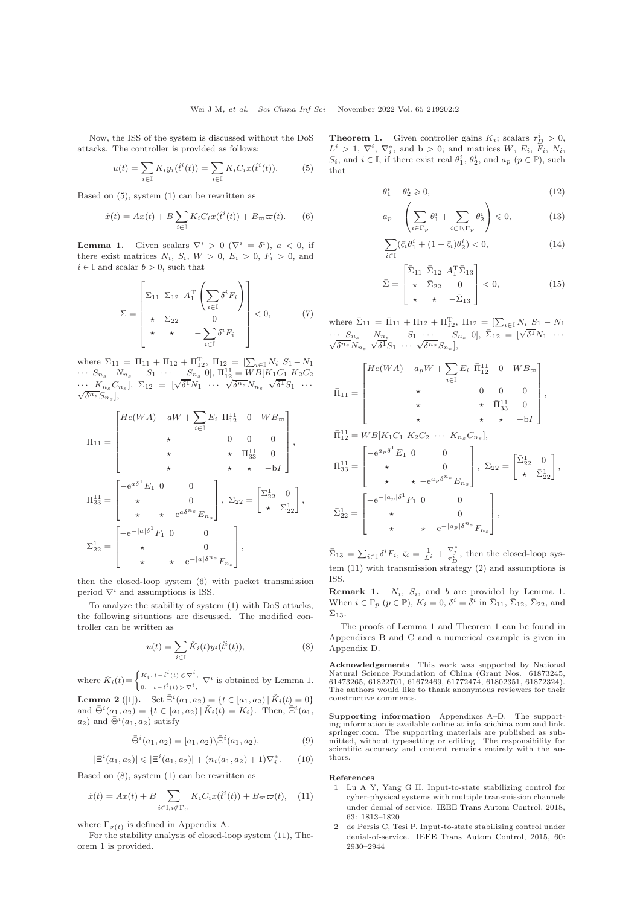Now, the ISS of the system is discussed without the DoS attacks. The controller is provided as follows:

$$u(t) = \sum_{i\in\mathbb{I}} K_i y_i(\hat{t}^i(t)) = \sum_{i\in\mathbb{I}} K_i C_i x(\hat{t}^i(t)). \tag{5}$$

Based on (5), system (1) can be rewritten as

$$\dot{x}(t) = Ax(t) + B\sum_{i\in\mathbb{I}} K_i C_i x(\hat{t}^i(t)) + B_{\varpi}\varpi(t). \tag{6}$$

**Lemma 1.** Given scalars $\nabla^i > 0$ ($\nabla^i = \delta^i$), $a < 0$, if there exist matrices $N_i$, $S_i$, $W > 0$, $E_i > 0$, $F_i > 0$, and $i \in \mathbb{I}$ and scalar $b > 0$, such that

$$\Sigma = \begin{bmatrix} \Sigma_{11} & \Sigma_{12} & A_1^{\mathrm{T}}\left(\sum_{i\in\mathbb{I}}\delta^i F_i\right) \\ \star & \Sigma_{22} & 0 \\ \star & \star & -\sum_{i\in\mathbb{I}}\delta^i F_i \end{bmatrix} < 0, \tag{7}$$

where $\Sigma_{11} = \Pi_{11} + \Pi_{12} + \Pi_{12}^{\mathrm{T}}$, $\Pi_{12} = [\sum_{i\in\mathbb{I}} N_i \;\; S_1 - N_1 \;\; \cdots \;\; S_{n_s} - N_{n_s} \;\; -S_1 \;\; \cdots \;\; -S_{n_s} \;\; 0]$, $\Pi_{12}^{11} = WB[K_1C_1 \;\; K_2C_2 \;\; \cdots \;\; K_{n_s}C_{n_s}]$, $\Sigma_{12} = [\sqrt{\delta^1}N_1 \;\; \cdots \;\; \sqrt{\delta^{n_s}}N_{n_s} \;\; \sqrt{\delta^1}S_1 \;\; \cdots \;\; \sqrt{\delta^{n_s}}S_{n_s}]$,

$$\Pi_{11} = \begin{bmatrix} He(WA) - aW + \sum_{i\in\mathbb{I}} E_i & \Pi_{12}^{11} & 0 & WB_{\varpi} \\ \star & 0 & 0 & 0 \\ \star & \star & \Pi_{33}^{11} & 0 \\ \star & \star & \star & -\mathrm{b}I \end{bmatrix},$$

$$\Pi_{33}^{11} = \begin{bmatrix} -\mathrm{e}^{a\delta^1}E_1 & 0 & 0 \\ \star & & 0 \\ \star & \star & -\mathrm{e}^{a\delta^{n_s}}E_{n_s} \end{bmatrix}, \; \Sigma_{22} = \begin{bmatrix} \Sigma_{22}^1 & 0 \\ \star & \Sigma_{22}^1 \end{bmatrix},$$

$$\Sigma_{22}^1 = \begin{bmatrix} -\mathrm{e}^{-|a|\delta^1}F_1 & 0 & 0 \\ \star & & 0 \\ \star & \star & -\mathrm{e}^{-|a|\delta^{n_s}}F_{n_s} \end{bmatrix},$$

then the closed-loop system (6) with packet transmission period $\nabla^i$ and assumptions is ISS.

To analyze the stability of system (1) with DoS attacks, the following situations are discussed. The modified controller can be written as

$$u(t) = \sum_{i\in\mathbb{I}} \bar{K}_i(t) y_i(\hat{t}^i(t)), \tag{8}$$

where $\bar{K}_i(t) = \begin{cases} K_i, & t - \hat{t}^i(t) \leqslant \nabla^i, \\ 0, & t - \hat{t}^i(t) > \nabla^i, \end{cases}$ $\nabla^i$ is obtained by Lemma 1.

**Lemma 2** ([1]). Set $\bar{\Xi}^i(a_1, a_2) = \{t \in [a_1, a_2) \,|\, \bar{K}_i(t) = 0\}$ and $\bar{\Theta}^i(a_1, a_2) = \{t \in [a_1, a_2) \,|\, \bar{K}_i(t) = K_i\}$. Then, $\bar{\Xi}^i(a_1, a_2)$ and $\bar{\Theta}^i(a_1, a_2)$ satisfy

$$\bar{\Theta}^i(a_1, a_2) = [a_1, a_2) \backslash \bar{\Xi}^i(a_1, a_2), \tag{9}$$

$$|\bar{\Xi}^i(a_1, a_2)| \leqslant |\Xi^i(a_1, a_2)| + (n_i(a_1, a_2) + 1)\nabla_i^*. \tag{10}$$

Based on (8), system (1) can be rewritten as

$$\dot{x}(t) = Ax(t) + B\sum_{i\in\mathbb{I}, i\notin\Gamma_{\sigma}} K_i C_i x(\hat{t}^i(t)) + B_{\varpi}\varpi(t), \tag{11}$$

where $\Gamma_{\sigma(t)}$ is defined in Appendix A.

For the stability analysis of closed-loop system (11), Theorem 1 is provided.

**Theorem 1.** Given controller gains $K_i$; scalars $\tau_D^i > 0$, $L^i > 1$, $\nabla^i$, $\nabla_i^*$, and $\mathrm{b} > 0$; and matrices $W$, $E_i$, $F_i$, $N_i$, $S_i$, and $i \in \mathbb{I}$, if there exist real $\theta_1^i$, $\theta_2^i$, and $a_p$ ($p \in \mathbb{P}$), such that

$$\theta_1^i - \theta_2^i \geqslant 0, \tag{12}$$

$$a_p - \left(\sum_{i\in\Gamma_p}\theta_1^i + \sum_{i\in\mathbb{I}\backslash\Gamma_p}\theta_2^i\right) \leqslant 0, \tag{13}$$

$$\sum_{i\in\mathbb{I}}(\bar{\varsigma}_i\theta_1^i + (1 - \bar{\varsigma}_i)\theta_2^i) < 0, \tag{14}$$

$$\bar{\Sigma} = \begin{bmatrix} \bar{\Sigma}_{11} & \bar{\Sigma}_{12} & A_1^{\mathrm{T}}\bar{\Sigma}_{13} \\ \star & \bar{\Sigma}_{22} & 0 \\ \star & \star & -\bar{\Sigma}_{13} \end{bmatrix} < 0, \tag{15}$$

where $\bar{\Sigma}_{11} = \bar{\Pi}_{11} + \Pi_{12} + \Pi_{12}^{\mathrm{T}}$, $\Pi_{12} = [\sum_{i\in\mathbb{I}} N_i \;\; S_1 - N_1 \;\; \cdots \;\; S_{n_s} - N_{n_s} \;\; -S_1 \;\; \cdots \;\; -S_{n_s} \;\; 0]$, $\bar{\Sigma}_{12} = [\sqrt{\bar{\delta}^1}N_1 \;\; \cdots \;\; \sqrt{\bar{\delta}^{n_s}}N_{n_s} \;\; \sqrt{\bar{\delta}^1}S_1 \;\; \cdots \;\; \sqrt{\bar{\delta}^{n_s}}S_{n_s}]$,

$$\bar{\Pi}_{11} = \begin{bmatrix} He(WA) - a_pW + \sum_{i\in\mathbb{I}} E_i & \bar{\Pi}_{12}^{11} & 0 & WB_{\varpi} \\ \star & 0 & 0 & 0 \\ \star & \star & \bar{\Pi}_{33}^{11} & 0 \\ \star & \star & \star & -\mathrm{b}I \end{bmatrix},$$

$\bar{\Pi}_{12}^{11} = WB[K_1C_1 \;\; K_2C_2 \;\; \cdots \;\; K_{n_s}C_{n_s}]$,

$$\bar{\Pi}_{33}^{11} = \begin{bmatrix} -\mathrm{e}^{a_p\delta^1}E_1 & 0 & 0 \\ \star & & 0 \\ \star & \star & -\mathrm{e}^{a_p\delta^{n_s}}E_{n_s} \end{bmatrix}, \; \bar{\Sigma}_{22} = \begin{bmatrix} \bar{\Sigma}_{22}^1 & 0 \\ \star & \bar{\Sigma}_{22}^1 \end{bmatrix},$$

$$\bar{\Sigma}_{22}^1 = \begin{bmatrix} -\mathrm{e}^{-|a_p|\delta^1}F_1 & 0 & 0 \\ \star & & 0 \\ \star & \star & -\mathrm{e}^{-|a_p|\delta^{n_s}}F_{n_s} \end{bmatrix},$$

$\bar{\Sigma}_{13} = \sum_{i\in\mathbb{I}}\delta^i F_i$, $\bar{\varsigma}_i = \frac{1}{L^i} + \frac{\nabla_i^*}{\tau_D^i}$, then the closed-loop system (11) with transmission strategy (2) and assumptions is ISS.

**Remark 1.** $N_i$, $S_i$, and $b$ are provided by Lemma 1. When $i \in \Gamma_p$ ($p \in \mathbb{P}$), $K_i = 0$, $\delta^i = \bar{\delta}^i$ in $\bar{\Sigma}_{11}$, $\bar{\Sigma}_{12}$, $\bar{\Sigma}_{22}$, and $\bar{\Sigma}_{13}$.

The proofs of Lemma 1 and Theorem 1 can be found in Appendixes B and C and a numerical example is given in Appendix D.

**Acknowledgements** This work was supported by National Natural Science Foundation of China (Grant Nos. 61873245, 61473265, 61822701, 61672469, 61772474, 61802351, 61872324). The authors would like to thank anonymous reviewers for their constructive comments.

**Supporting information** Appendixes A–D. The supporting information is available online at info.scichina.com and link.springer.com. The supporting materials are published as submitted, without typesetting or editing. The responsibility for scientific accuracy and content remains entirely with the authors.

## References

1. Lu A Y, Yang G H. Input-to-state stabilizing control for cyber-physical systems with multiple transmission channels under denial of service. IEEE Trans Autom Control, 2018, 63: 1813–1820
2. de Persis C, Tesi P. Input-to-state stabilizing control under denial-of-service. IEEE Trans Autom Control, 2015, 60: 2930–2944